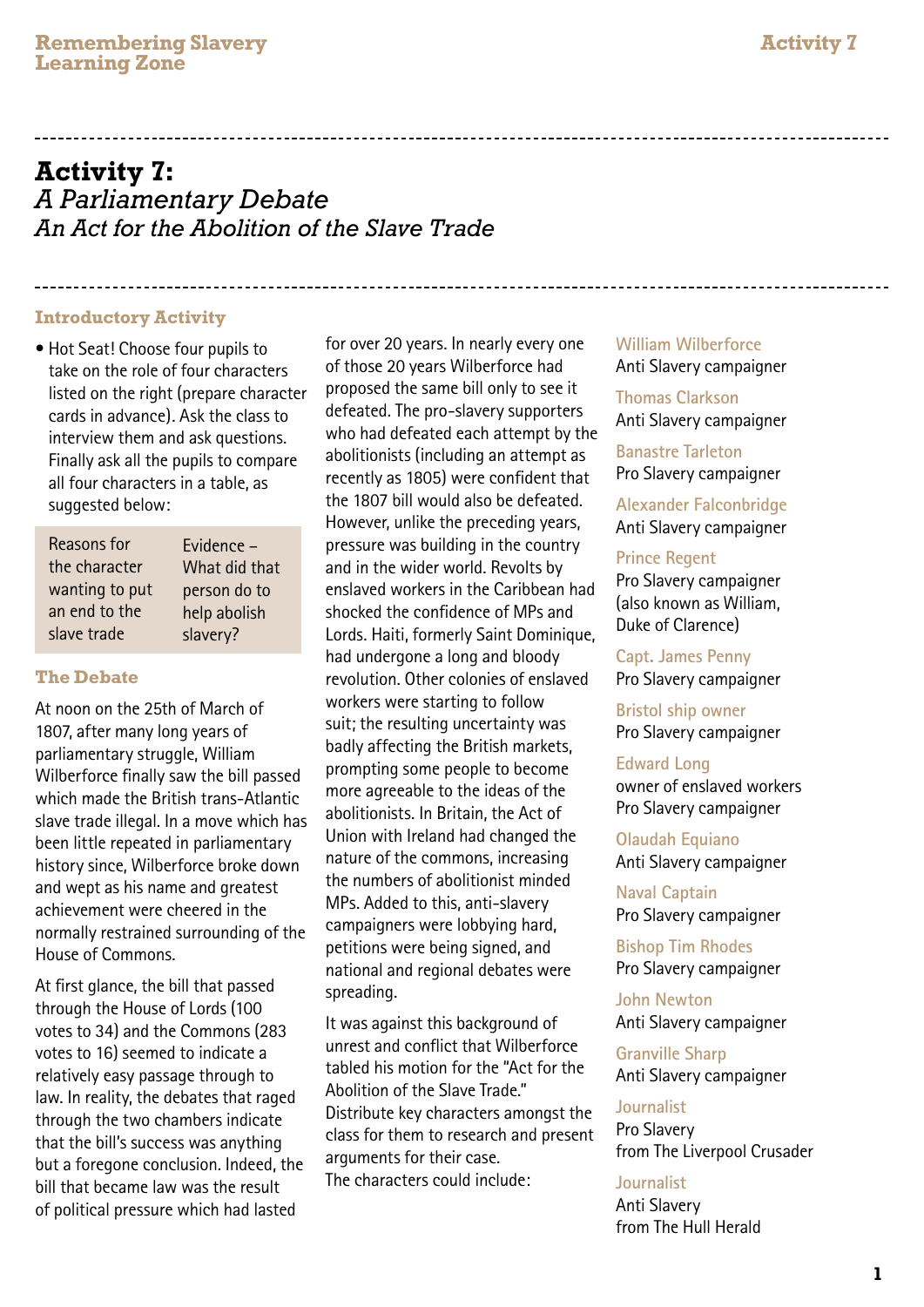# Activity 7:
## *A Parliamentary Debate*
## *An Act for the Abolition of the Slave Trade*

### Introductory Activity

- Hot Seat! Choose four pupils to take on the role of four characters listed on the right (prepare character cards in advance). Ask the class to interview them and ask questions. Finally ask all the pupils to compare all four characters in a table, as suggested below:

| Reasons for the character wanting to put an end to the slave trade | Evidence – What did that person do to help abolish slavery? |
|---|---|

### The Debate

At noon on the 25th of March of 1807, after many long years of parliamentary struggle, William Wilberforce finally saw the bill passed which made the British trans-Atlantic slave trade illegal. In a move which has been little repeated in parliamentary history since, Wilberforce broke down and wept as his name and greatest achievement were cheered in the normally restrained surrounding of the House of Commons.

At first glance, the bill that passed through the House of Lords (100 votes to 34) and the Commons (283 votes to 16) seemed to indicate a relatively easy passage through to law. In reality, the debates that raged through the two chambers indicate that the bill's success was anything but a foregone conclusion. Indeed, the bill that became law was the result of political pressure which had lasted for over 20 years. In nearly every one of those 20 years Wilberforce had proposed the same bill only to see it defeated. The pro-slavery supporters who had defeated each attempt by the abolitionists (including an attempt as recently as 1805) were confident that the 1807 bill would also be defeated. However, unlike the preceding years, pressure was building in the country and in the wider world. Revolts by enslaved workers in the Caribbean had shocked the confidence of MPs and Lords. Haiti, formerly Saint Dominique, had undergone a long and bloody revolution. Other colonies of enslaved workers were starting to follow suit; the resulting uncertainty was badly affecting the British markets, prompting some people to become more agreeable to the ideas of the abolitionists. In Britain, the Act of Union with Ireland had changed the nature of the commons, increasing the numbers of abolitionist minded MPs. Added to this, anti-slavery campaigners were lobbying hard, petitions were being signed, and national and regional debates were spreading.

It was against this background of unrest and conflict that Wilberforce tabled his motion for the "Act for the Abolition of the Slave Trade." Distribute key characters amongst the class for them to research and present arguments for their case.
The characters could include:

**William Wilberforce**
Anti Slavery campaigner

**Thomas Clarkson**
Anti Slavery campaigner

**Banastre Tarleton**
Pro Slavery campaigner

**Alexander Falconbridge**
Anti Slavery campaigner

**Prince Regent**
Pro Slavery campaigner (also known as William, Duke of Clarence)

**Capt. James Penny**
Pro Slavery campaigner

**Bristol ship owner**
Pro Slavery campaigner

**Edward Long**
owner of enslaved workers
Pro Slavery campaigner

**Olaudah Equiano**
Anti Slavery campaigner

**Naval Captain**
Pro Slavery campaigner

**Bishop Tim Rhodes**
Pro Slavery campaigner

**John Newton**
Anti Slavery campaigner

**Granville Sharp**
Anti Slavery campaigner

**Journalist**
Pro Slavery
from The Liverpool Crusader

**Journalist**
Anti Slavery
from The Hull Herald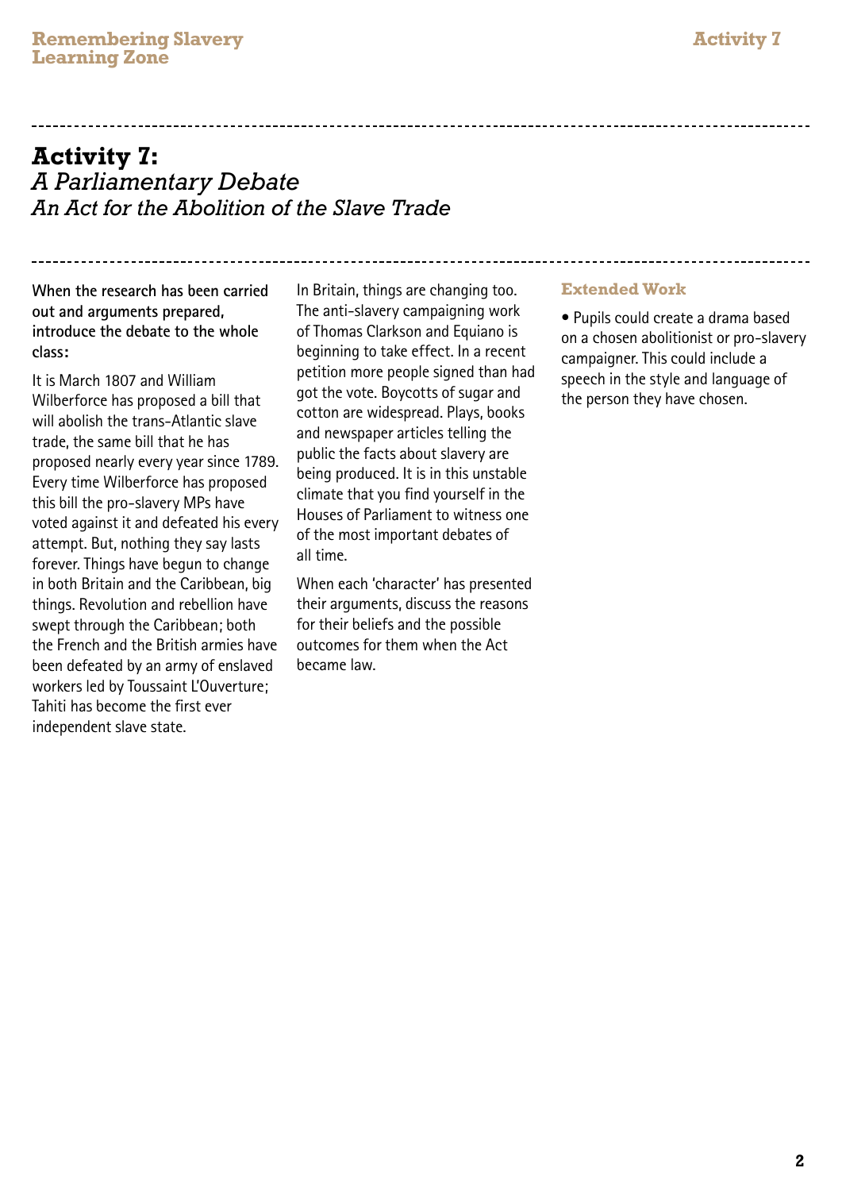# Activity 7:

## *A Parliamentary Debate*

## *An Act for the Abolition of the Slave Trade*

**When the research has been carried out and arguments prepared, introduce the debate to the whole class:**

It is March 1807 and William Wilberforce has proposed a bill that will abolish the trans-Atlantic slave trade, the same bill that he has proposed nearly every year since 1789. Every time Wilberforce has proposed this bill the pro-slavery MPs have voted against it and defeated his every attempt. But, nothing they say lasts forever. Things have begun to change in both Britain and the Caribbean, big things. Revolution and rebellion have swept through the Caribbean; both the French and the British armies have been defeated by an army of enslaved workers led by Toussaint L'Ouverture; Tahiti has become the first ever independent slave state.

In Britain, things are changing too. The anti-slavery campaigning work of Thomas Clarkson and Equiano is beginning to take effect. In a recent petition more people signed than had got the vote. Boycotts of sugar and cotton are widespread. Plays, books and newspaper articles telling the public the facts about slavery are being produced. It is in this unstable climate that you find yourself in the Houses of Parliament to witness one of the most important debates of all time.

When each 'character' has presented their arguments, discuss the reasons for their beliefs and the possible outcomes for them when the Act became law.

### Extended Work

- Pupils could create a drama based on a chosen abolitionist or pro-slavery campaigner. This could include a speech in the style and language of the person they have chosen.